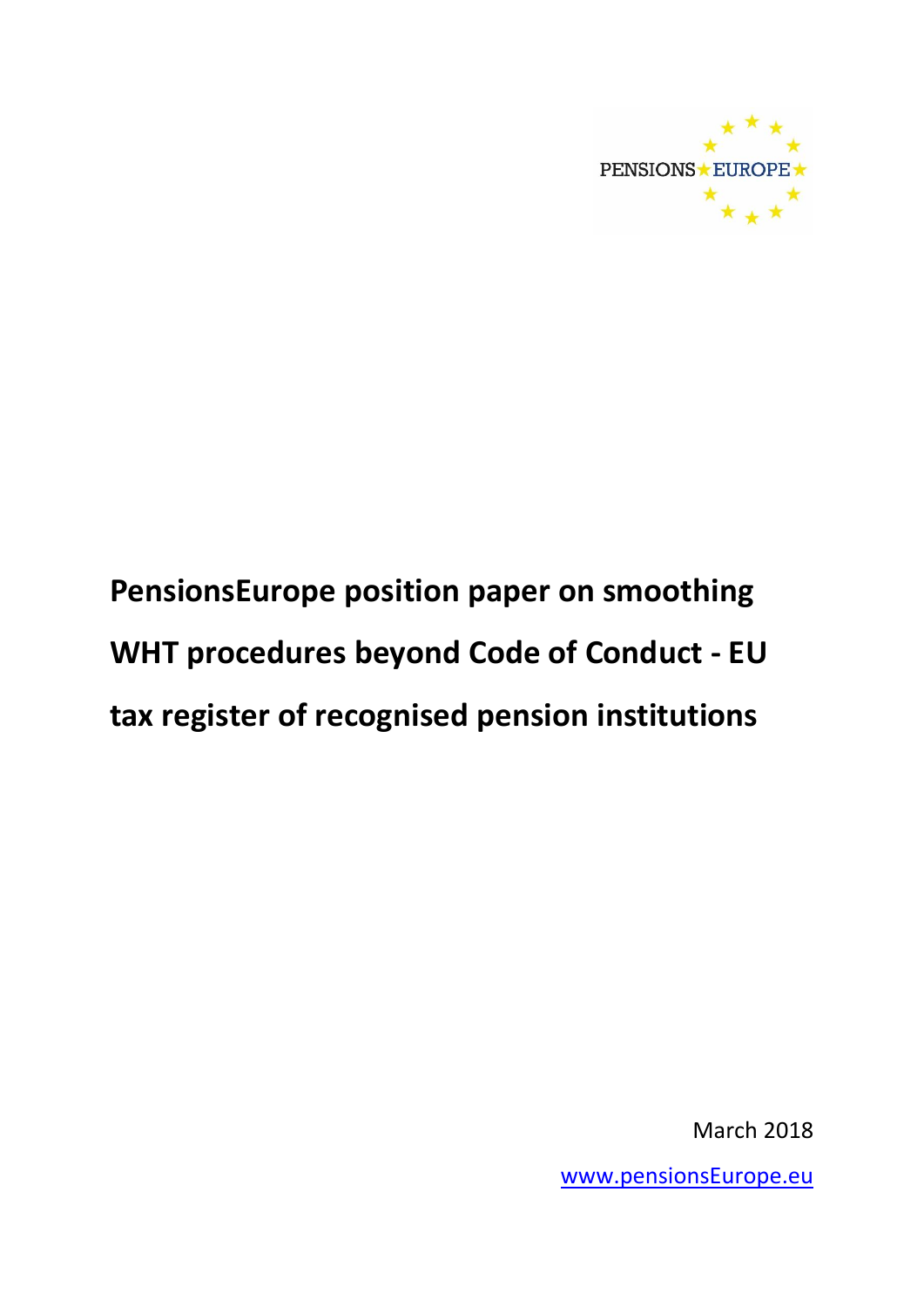PENSIONS EUROPE

# PensionsEurope position paper on smoothing WHT procedures beyond Code of Conduct - EU tax register of recognised pension institutions

March 2018

www.pensionsEurope.eu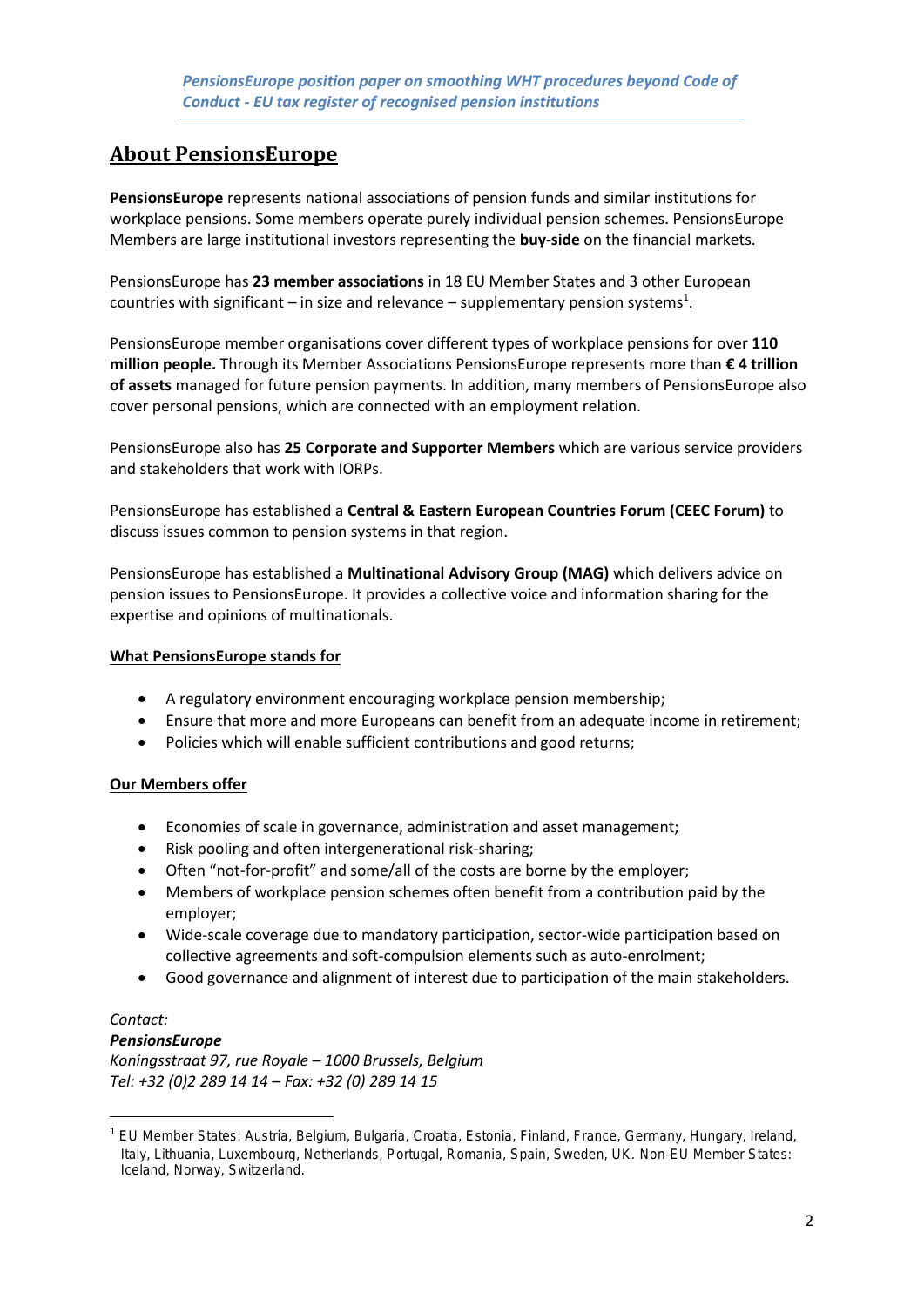## About PensionsEurope

**PensionsEurope** represents national associations of pension funds and similar institutions for workplace pensions. Some members operate purely individual pension schemes. PensionsEurope Members are large institutional investors representing the **buy-side** on the financial markets.

PensionsEurope has **23 member associations** in 18 EU Member States and 3 other European countries with significant – in size and relevance – supplementary pension systems[1].

PensionsEurope member organisations cover different types of workplace pensions for over **110 million people.** Through its Member Associations PensionsEurope represents more than **€ 4 trillion of assets** managed for future pension payments. In addition, many members of PensionsEurope also cover personal pensions, which are connected with an employment relation.

PensionsEurope also has **25 Corporate and Supporter Members** which are various service providers and stakeholders that work with IORPs.

PensionsEurope has established a **Central & Eastern European Countries Forum (CEEC Forum)** to discuss issues common to pension systems in that region.

PensionsEurope has established a **Multinational Advisory Group (MAG)** which delivers advice on pension issues to PensionsEurope. It provides a collective voice and information sharing for the expertise and opinions of multinationals.

### What PensionsEurope stands for

- A regulatory environment encouraging workplace pension membership;
- Ensure that more and more Europeans can benefit from an adequate income in retirement;
- Policies which will enable sufficient contributions and good returns;

### Our Members offer

- Economies of scale in governance, administration and asset management;
- Risk pooling and often intergenerational risk-sharing;
- Often "not-for-profit" and some/all of the costs are borne by the employer;
- Members of workplace pension schemes often benefit from a contribution paid by the employer;
- Wide-scale coverage due to mandatory participation, sector-wide participation based on collective agreements and soft-compulsion elements such as auto-enrolment;
- Good governance and alignment of interest due to participation of the main stakeholders.

*Contact:*
***PensionsEurope***
*Koningsstraat 97, rue Royale – 1000 Brussels, Belgium*
*Tel: +32 (0)2 289 14 14 – Fax: +32 (0) 289 14 15*

[1] EU Member States: Austria, Belgium, Bulgaria, Croatia, Estonia, Finland, France, Germany, Hungary, Ireland, Italy, Lithuania, Luxembourg, Netherlands, Portugal, Romania, Spain, Sweden, UK. Non-EU Member States: Iceland, Norway, Switzerland.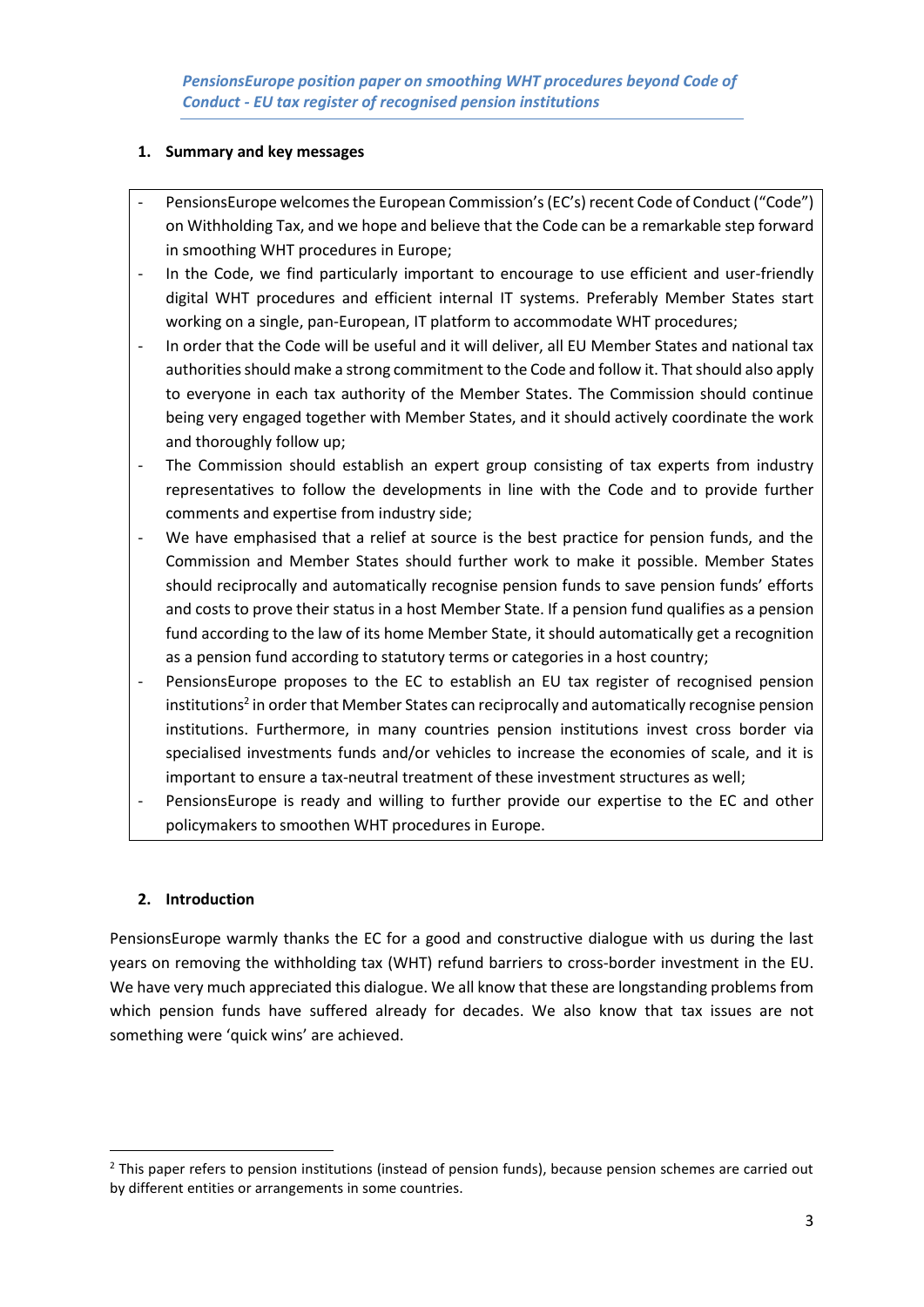*PensionsEurope position paper on smoothing WHT procedures beyond Code of Conduct - EU tax register of recognised pension institutions*

## 1. Summary and key messages

- PensionsEurope welcomes the European Commission's (EC's) recent Code of Conduct ("Code") on Withholding Tax, and we hope and believe that the Code can be a remarkable step forward in smoothing WHT procedures in Europe;
- In the Code, we find particularly important to encourage to use efficient and user-friendly digital WHT procedures and efficient internal IT systems. Preferably Member States start working on a single, pan-European, IT platform to accommodate WHT procedures;
- In order that the Code will be useful and it will deliver, all EU Member States and national tax authorities should make a strong commitment to the Code and follow it. That should also apply to everyone in each tax authority of the Member States. The Commission should continue being very engaged together with Member States, and it should actively coordinate the work and thoroughly follow up;
- The Commission should establish an expert group consisting of tax experts from industry representatives to follow the developments in line with the Code and to provide further comments and expertise from industry side;
- We have emphasised that a relief at source is the best practice for pension funds, and the Commission and Member States should further work to make it possible. Member States should reciprocally and automatically recognise pension funds to save pension funds' efforts and costs to prove their status in a host Member State. If a pension fund qualifies as a pension fund according to the law of its home Member State, it should automatically get a recognition as a pension fund according to statutory terms or categories in a host country;
- PensionsEurope proposes to the EC to establish an EU tax register of recognised pension institutions[2] in order that Member States can reciprocally and automatically recognise pension institutions. Furthermore, in many countries pension institutions invest cross border via specialised investments funds and/or vehicles to increase the economies of scale, and it is important to ensure a tax-neutral treatment of these investment structures as well;
- PensionsEurope is ready and willing to further provide our expertise to the EC and other policymakers to smoothen WHT procedures in Europe.

## 2. Introduction

PensionsEurope warmly thanks the EC for a good and constructive dialogue with us during the last years on removing the withholding tax (WHT) refund barriers to cross-border investment in the EU. We have very much appreciated this dialogue. We all know that these are longstanding problems from which pension funds have suffered already for decades. We also know that tax issues are not something were 'quick wins' are achieved.

[2] This paper refers to pension institutions (instead of pension funds), because pension schemes are carried out by different entities or arrangements in some countries.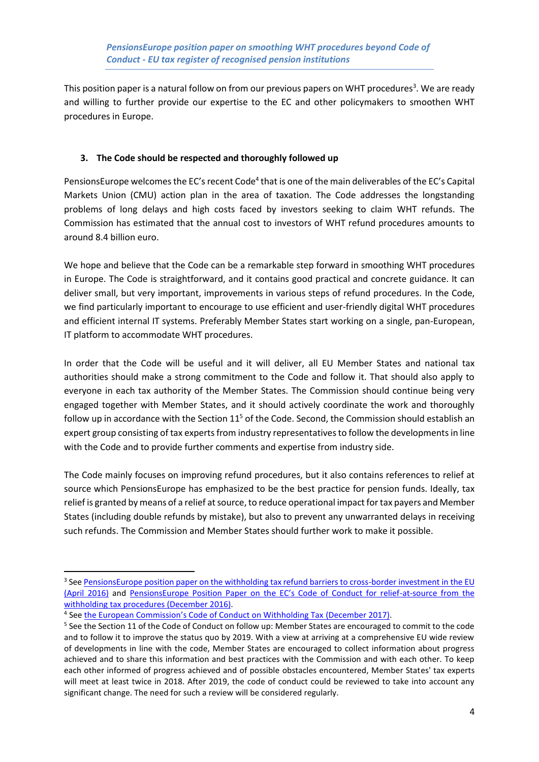This position paper is a natural follow on from our previous papers on WHT procedures[3]. We are ready and willing to further provide our expertise to the EC and other policymakers to smoothen WHT procedures in Europe.

### 3. The Code should be respected and thoroughly followed up

PensionsEurope welcomes the EC's recent Code[4] that is one of the main deliverables of the EC's Capital Markets Union (CMU) action plan in the area of taxation. The Code addresses the longstanding problems of long delays and high costs faced by investors seeking to claim WHT refunds. The Commission has estimated that the annual cost to investors of WHT refund procedures amounts to around 8.4 billion euro.

We hope and believe that the Code can be a remarkable step forward in smoothing WHT procedures in Europe. The Code is straightforward, and it contains good practical and concrete guidance. It can deliver small, but very important, improvements in various steps of refund procedures. In the Code, we find particularly important to encourage to use efficient and user-friendly digital WHT procedures and efficient internal IT systems. Preferably Member States start working on a single, pan-European, IT platform to accommodate WHT procedures.

In order that the Code will be useful and it will deliver, all EU Member States and national tax authorities should make a strong commitment to the Code and follow it. That should also apply to everyone in each tax authority of the Member States. The Commission should continue being very engaged together with Member States, and it should actively coordinate the work and thoroughly follow up in accordance with the Section 11[5] of the Code. Second, the Commission should establish an expert group consisting of tax experts from industry representatives to follow the developments in line with the Code and to provide further comments and expertise from industry side.

The Code mainly focuses on improving refund procedures, but it also contains references to relief at source which PensionsEurope has emphasized to be the best practice for pension funds. Ideally, tax relief is granted by means of a relief at source, to reduce operational impact for tax payers and Member States (including double refunds by mistake), but also to prevent any unwarranted delays in receiving such refunds. The Commission and Member States should further work to make it possible.

---

[3] See PensionsEurope position paper on the withholding tax refund barriers to cross-border investment in the EU (April 2016) and PensionsEurope Position Paper on the EC's Code of Conduct for relief-at-source from the withholding tax procedures (December 2016).

[4] See the European Commission's Code of Conduct on Withholding Tax (December 2017).

[5] See the Section 11 of the Code of Conduct on follow up: Member States are encouraged to commit to the code and to follow it to improve the status quo by 2019. With a view at arriving at a comprehensive EU wide review of developments in line with the code, Member States are encouraged to collect information about progress achieved and to share this information and best practices with the Commission and with each other. To keep each other informed of progress achieved and of possible obstacles encountered, Member States' tax experts will meet at least twice in 2018. After 2019, the code of conduct could be reviewed to take into account any significant change. The need for such a review will be considered regularly.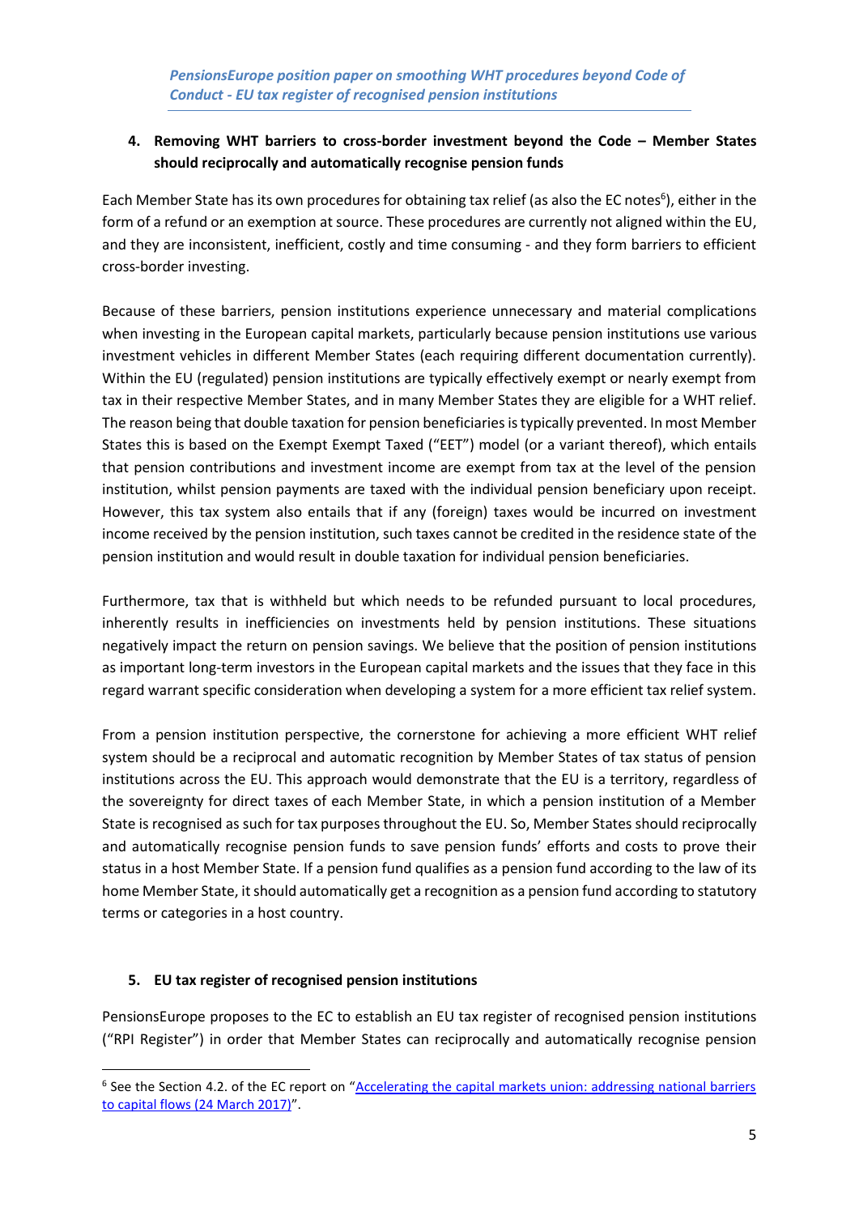## 4. Removing WHT barriers to cross-border investment beyond the Code – Member States should reciprocally and automatically recognise pension funds

Each Member State has its own procedures for obtaining tax relief (as also the EC notes[6]), either in the form of a refund or an exemption at source. These procedures are currently not aligned within the EU, and they are inconsistent, inefficient, costly and time consuming - and they form barriers to efficient cross-border investing.

Because of these barriers, pension institutions experience unnecessary and material complications when investing in the European capital markets, particularly because pension institutions use various investment vehicles in different Member States (each requiring different documentation currently). Within the EU (regulated) pension institutions are typically effectively exempt or nearly exempt from tax in their respective Member States, and in many Member States they are eligible for a WHT relief. The reason being that double taxation for pension beneficiaries is typically prevented. In most Member States this is based on the Exempt Exempt Taxed ("EET") model (or a variant thereof), which entails that pension contributions and investment income are exempt from tax at the level of the pension institution, whilst pension payments are taxed with the individual pension beneficiary upon receipt. However, this tax system also entails that if any (foreign) taxes would be incurred on investment income received by the pension institution, such taxes cannot be credited in the residence state of the pension institution and would result in double taxation for individual pension beneficiaries.

Furthermore, tax that is withheld but which needs to be refunded pursuant to local procedures, inherently results in inefficiencies on investments held by pension institutions. These situations negatively impact the return on pension savings. We believe that the position of pension institutions as important long-term investors in the European capital markets and the issues that they face in this regard warrant specific consideration when developing a system for a more efficient tax relief system.

From a pension institution perspective, the cornerstone for achieving a more efficient WHT relief system should be a reciprocal and automatic recognition by Member States of tax status of pension institutions across the EU. This approach would demonstrate that the EU is a territory, regardless of the sovereignty for direct taxes of each Member State, in which a pension institution of a Member State is recognised as such for tax purposes throughout the EU. So, Member States should reciprocally and automatically recognise pension funds to save pension funds' efforts and costs to prove their status in a host Member State. If a pension fund qualifies as a pension fund according to the law of its home Member State, it should automatically get a recognition as a pension fund according to statutory terms or categories in a host country.

## 5. EU tax register of recognised pension institutions

PensionsEurope proposes to the EC to establish an EU tax register of recognised pension institutions ("RPI Register") in order that Member States can reciprocally and automatically recognise pension

[6] See the Section 4.2. of the EC report on "Accelerating the capital markets union: addressing national barriers to capital flows (24 March 2017)".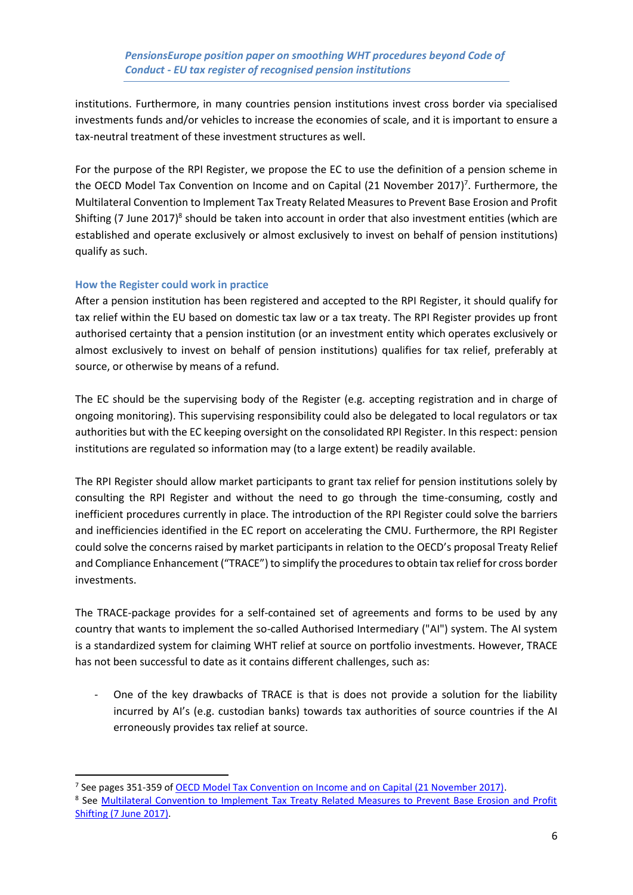institutions. Furthermore, in many countries pension institutions invest cross border via specialised investments funds and/or vehicles to increase the economies of scale, and it is important to ensure a tax-neutral treatment of these investment structures as well.

For the purpose of the RPI Register, we propose the EC to use the definition of a pension scheme in the OECD Model Tax Convention on Income and on Capital (21 November 2017)[7]. Furthermore, the Multilateral Convention to Implement Tax Treaty Related Measures to Prevent Base Erosion and Profit Shifting (7 June 2017)[8] should be taken into account in order that also investment entities (which are established and operate exclusively or almost exclusively to invest on behalf of pension institutions) qualify as such.

### How the Register could work in practice

After a pension institution has been registered and accepted to the RPI Register, it should qualify for tax relief within the EU based on domestic tax law or a tax treaty. The RPI Register provides up front authorised certainty that a pension institution (or an investment entity which operates exclusively or almost exclusively to invest on behalf of pension institutions) qualifies for tax relief, preferably at source, or otherwise by means of a refund.

The EC should be the supervising body of the Register (e.g. accepting registration and in charge of ongoing monitoring). This supervising responsibility could also be delegated to local regulators or tax authorities but with the EC keeping oversight on the consolidated RPI Register. In this respect: pension institutions are regulated so information may (to a large extent) be readily available.

The RPI Register should allow market participants to grant tax relief for pension institutions solely by consulting the RPI Register and without the need to go through the time-consuming, costly and inefficient procedures currently in place. The introduction of the RPI Register could solve the barriers and inefficiencies identified in the EC report on accelerating the CMU. Furthermore, the RPI Register could solve the concerns raised by market participants in relation to the OECD's proposal Treaty Relief and Compliance Enhancement ("TRACE") to simplify the procedures to obtain tax relief for cross border investments.

The TRACE-package provides for a self-contained set of agreements and forms to be used by any country that wants to implement the so-called Authorised Intermediary ("AI") system. The AI system is a standardized system for claiming WHT relief at source on portfolio investments. However, TRACE has not been successful to date as it contains different challenges, such as:

- One of the key drawbacks of TRACE is that is does not provide a solution for the liability incurred by AI's (e.g. custodian banks) towards tax authorities of source countries if the AI erroneously provides tax relief at source.

---

[7] See pages 351-359 of OECD Model Tax Convention on Income and on Capital (21 November 2017).

[8] See Multilateral Convention to Implement Tax Treaty Related Measures to Prevent Base Erosion and Profit Shifting (7 June 2017).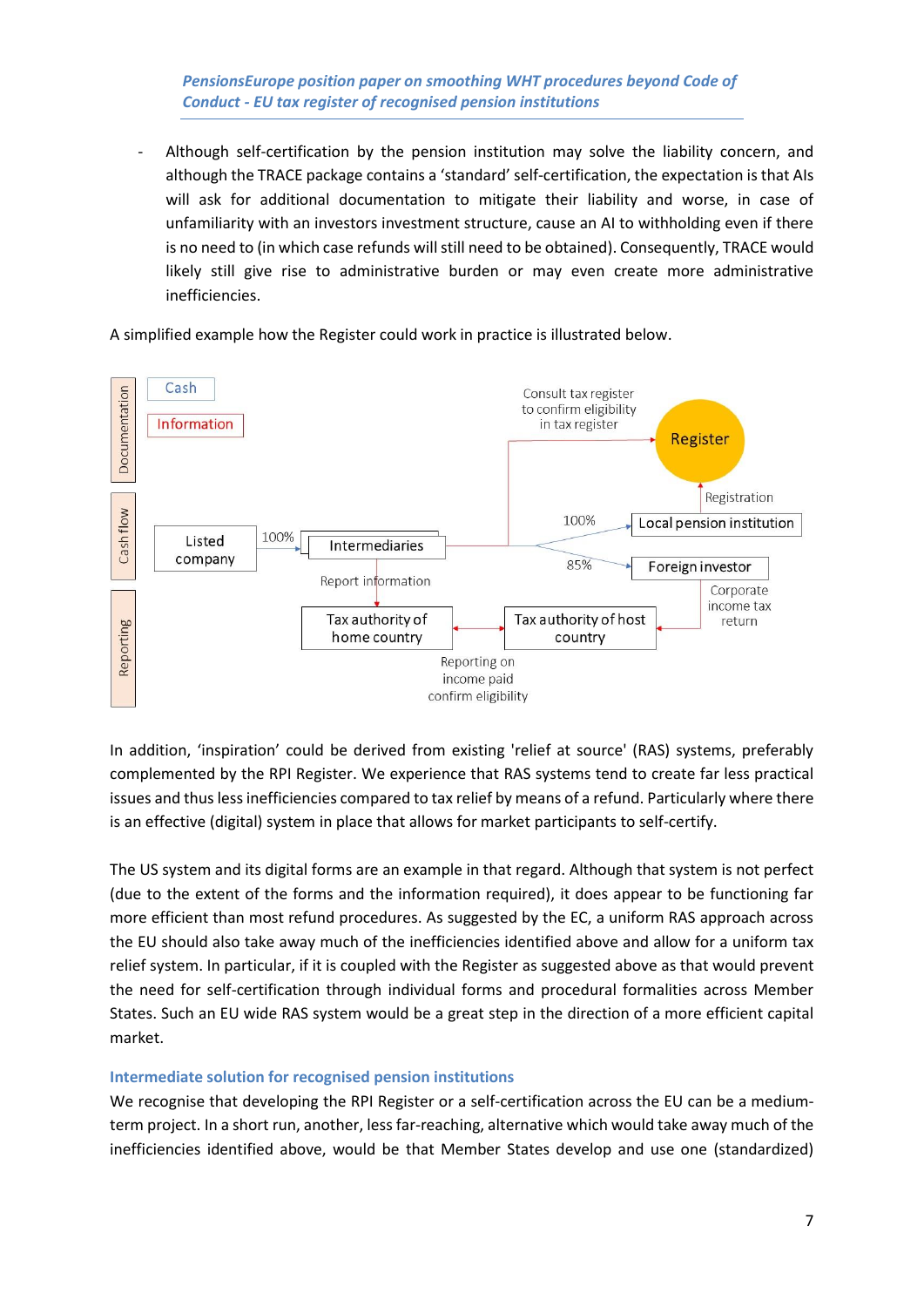- Although self-certification by the pension institution may solve the liability concern, and although the TRACE package contains a 'standard' self-certification, the expectation is that AIs will ask for additional documentation to mitigate their liability and worse, in case of unfamiliarity with an investors investment structure, cause an AI to withholding even if there is no need to (in which case refunds will still need to be obtained). Consequently, TRACE would likely still give rise to administrative burden or may even create more administrative inefficiencies.

A simplified example how the Register could work in practice is illustrated below.

In addition, 'inspiration' could be derived from existing 'relief at source' (RAS) systems, preferably complemented by the RPI Register. We experience that RAS systems tend to create far less practical issues and thus less inefficiencies compared to tax relief by means of a refund. Particularly where there is an effective (digital) system in place that allows for market participants to self-certify.

The US system and its digital forms are an example in that regard. Although that system is not perfect (due to the extent of the forms and the information required), it does appear to be functioning far more efficient than most refund procedures. As suggested by the EC, a uniform RAS approach across the EU should also take away much of the inefficiencies identified above and allow for a uniform tax relief system. In particular, if it is coupled with the Register as suggested above as that would prevent the need for self-certification through individual forms and procedural formalities across Member States. Such an EU wide RAS system would be a great step in the direction of a more efficient capital market.

### Intermediate solution for recognised pension institutions

We recognise that developing the RPI Register or a self-certification across the EU can be a medium-term project. In a short run, another, less far-reaching, alternative which would take away much of the inefficiencies identified above, would be that Member States develop and use one (standardized)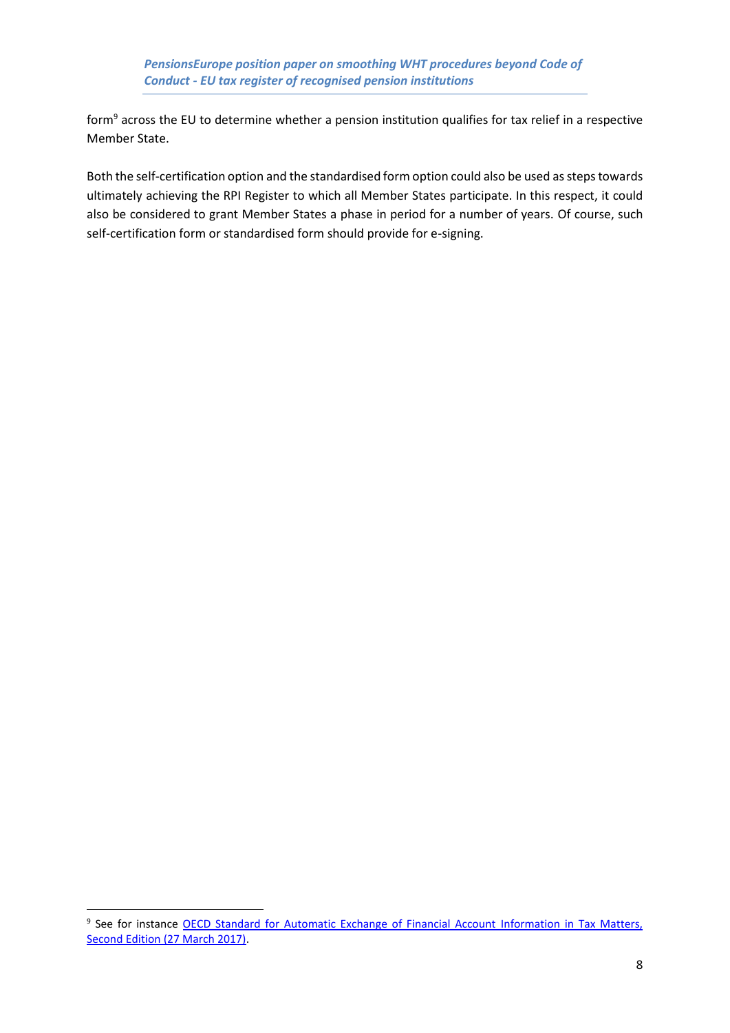form[9] across the EU to determine whether a pension institution qualifies for tax relief in a respective Member State.

Both the self-certification option and the standardised form option could also be used as steps towards ultimately achieving the RPI Register to which all Member States participate. In this respect, it could also be considered to grant Member States a phase in period for a number of years. Of course, such self-certification form or standardised form should provide for e-signing.

---

[9] See for instance [OECD Standard for Automatic Exchange of Financial Account Information in Tax Matters, Second Edition (27 March 2017)].